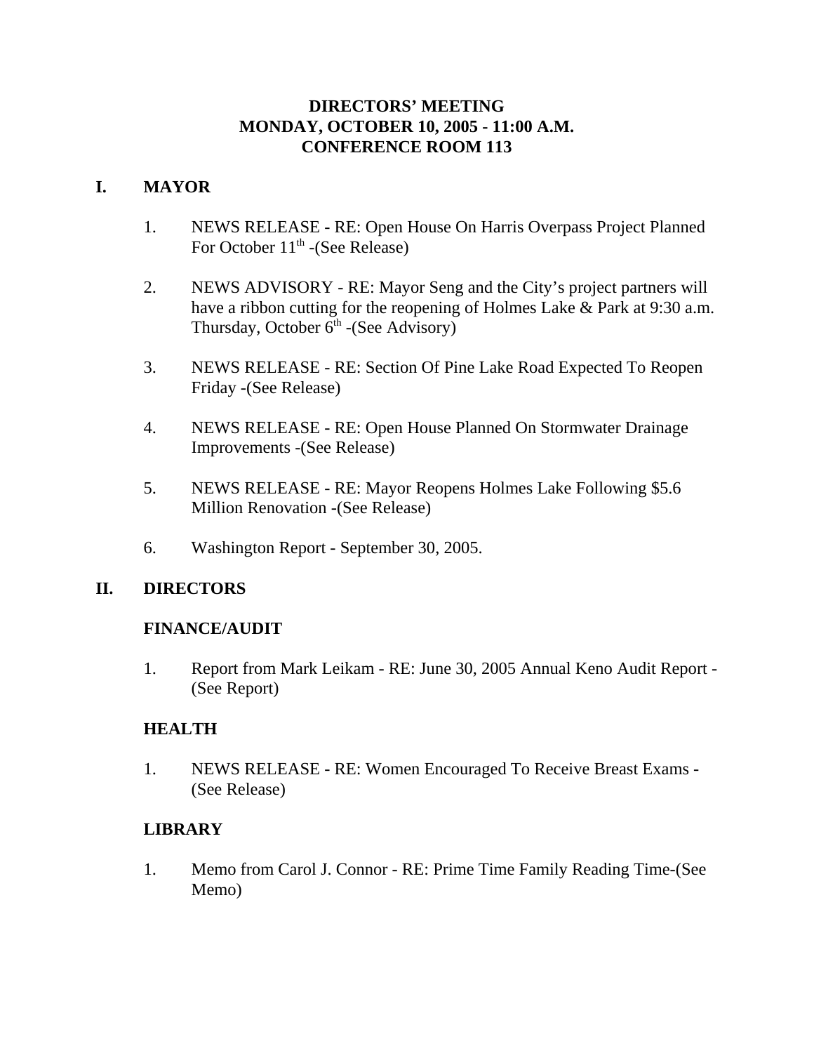# DIRECTORS' MEETING
# MONDAY, OCTOBER 10, 2005 - 11:00 A.M.
# CONFERENCE ROOM 113

## I. MAYOR

1. NEWS RELEASE - RE: Open House On Harris Overpass Project Planned For October 11th -(See Release)

2. NEWS ADVISORY - RE: Mayor Seng and the City's project partners will have a ribbon cutting for the reopening of Holmes Lake & Park at 9:30 a.m. Thursday, October 6th -(See Advisory)

3. NEWS RELEASE - RE: Section Of Pine Lake Road Expected To Reopen Friday -(See Release)

4. NEWS RELEASE - RE: Open House Planned On Stormwater Drainage Improvements -(See Release)

5. NEWS RELEASE - RE: Mayor Reopens Holmes Lake Following $5.6 Million Renovation -(See Release)

6. Washington Report - September 30, 2005.

## II. DIRECTORS

### FINANCE/AUDIT

1. Report from Mark Leikam - RE: June 30, 2005 Annual Keno Audit Report - (See Report)

### HEALTH

1. NEWS RELEASE - RE: Women Encouraged To Receive Breast Exams - (See Release)

### LIBRARY

1. Memo from Carol J. Connor - RE: Prime Time Family Reading Time-(See Memo)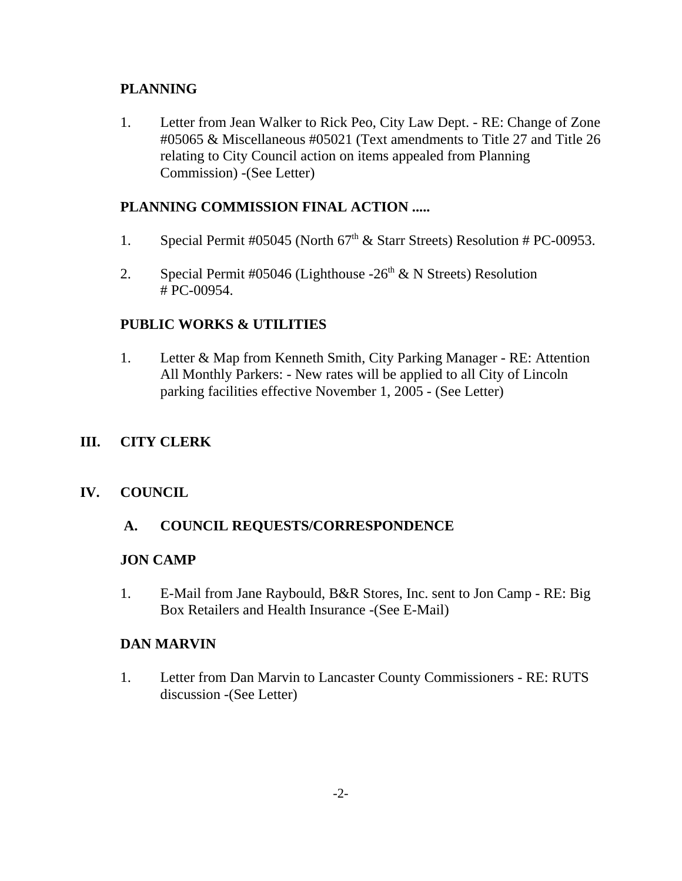**PLANNING**

1. Letter from Jean Walker to Rick Peo, City Law Dept. - RE: Change of Zone #05065 & Miscellaneous #05021 (Text amendments to Title 27 and Title 26 relating to City Council action on items appealed from Planning Commission) -(See Letter)

**PLANNING COMMISSION FINAL ACTION .....**

1. Special Permit #05045 (North $67^{th}$ & Starr Streets) Resolution # PC-00953.

2. Special Permit #05046 (Lighthouse -$26^{th}$ & N Streets) Resolution # PC-00954.

**PUBLIC WORKS & UTILITIES**

1. Letter & Map from Kenneth Smith, City Parking Manager - RE: Attention All Monthly Parkers: - New rates will be applied to all City of Lincoln parking facilities effective November 1, 2005 - (See Letter)

## III. CITY CLERK

## IV. COUNCIL

### A. COUNCIL REQUESTS/CORRESPONDENCE

**JON CAMP**

1. E-Mail from Jane Raybould, B&R Stores, Inc. sent to Jon Camp - RE: Big Box Retailers and Health Insurance -(See E-Mail)

**DAN MARVIN**

1. Letter from Dan Marvin to Lancaster County Commissioners - RE: RUTS discussion -(See Letter)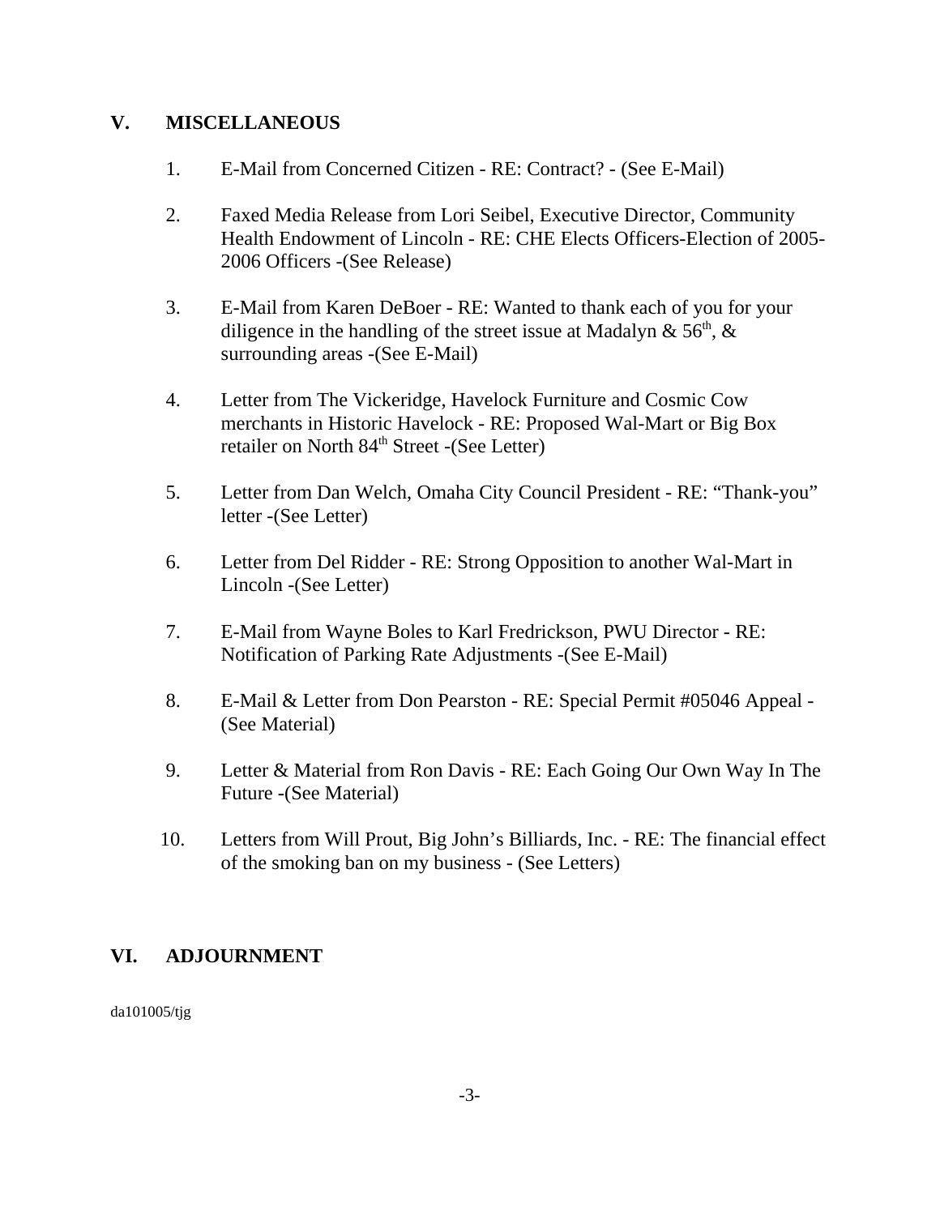## V. MISCELLANEOUS

1. E-Mail from Concerned Citizen - RE: Contract? - (See E-Mail)

2. Faxed Media Release from Lori Seibel, Executive Director, Community Health Endowment of Lincoln - RE: CHE Elects Officers-Election of 2005-2006 Officers -(See Release)

3. E-Mail from Karen DeBoer - RE: Wanted to thank each of you for your diligence in the handling of the street issue at Madalyn & 56th, & surrounding areas -(See E-Mail)

4. Letter from The Vickeridge, Havelock Furniture and Cosmic Cow merchants in Historic Havelock - RE: Proposed Wal-Mart or Big Box retailer on North 84th Street -(See Letter)

5. Letter from Dan Welch, Omaha City Council President - RE: "Thank-you" letter -(See Letter)

6. Letter from Del Ridder - RE: Strong Opposition to another Wal-Mart in Lincoln -(See Letter)

7. E-Mail from Wayne Boles to Karl Fredrickson, PWU Director - RE: Notification of Parking Rate Adjustments -(See E-Mail)

8. E-Mail & Letter from Don Pearston - RE: Special Permit #05046 Appeal - (See Material)

9. Letter & Material from Ron Davis - RE: Each Going Our Own Way In The Future -(See Material)

10. Letters from Will Prout, Big John's Billiards, Inc. - RE: The financial effect of the smoking ban on my business - (See Letters)

## VI. ADJOURNMENT

da101005/tjg